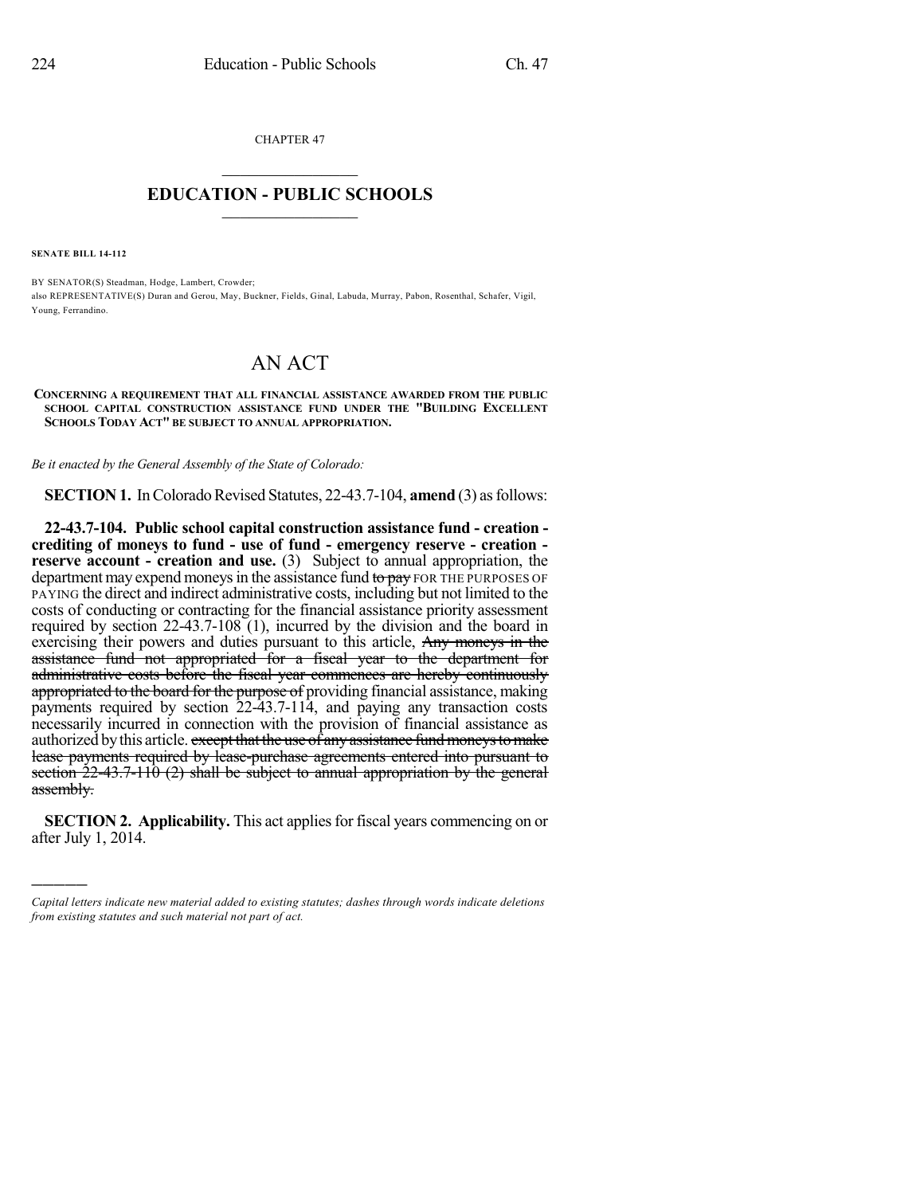CHAPTER 47

# EDUCATION - PUBLIC SCHOOLS

**SENATE BILL 14-112**

BY SENATOR(S) Steadman, Hodge, Lambert, Crowder;
also REPRESENTATIVE(S) Duran and Gerou, May, Buckner, Fields, Ginal, Labuda, Murray, Pabon, Rosenthal, Schafer, Vigil, Young, Ferrandino.

# AN ACT

**CONCERNING A REQUIREMENT THAT ALL FINANCIAL ASSISTANCE AWARDED FROM THE PUBLIC SCHOOL CAPITAL CONSTRUCTION ASSISTANCE FUND UNDER THE "BUILDING EXCELLENT SCHOOLS TODAY ACT" BE SUBJECT TO ANNUAL APPROPRIATION.**

*Be it enacted by the General Assembly of the State of Colorado:*

**SECTION 1.** In Colorado Revised Statutes, 22-43.7-104, **amend** (3) as follows:

**22-43.7-104. Public school capital construction assistance fund - creation - crediting of moneys to fund - use of fund - emergency reserve - creation - reserve account - creation and use.** (3) Subject to annual appropriation, the department may expend moneys in the assistance fund ~~to pay~~ FOR THE PURPOSES OF PAYING the direct and indirect administrative costs, including but not limited to the costs of conducting or contracting for the financial assistance priority assessment required by section 22-43.7-108 (1), incurred by the division and the board in exercising their powers and duties pursuant to this article, ~~Any moneys in the assistance fund not appropriated for a fiscal year to the department for administrative costs before the fiscal year commences are hereby continuously appropriated to the board for the purpose of~~ providing financial assistance, making payments required by section 22-43.7-114, and paying any transaction costs necessarily incurred in connection with the provision of financial assistance as authorized by this article. ~~except that the use of any assistance fund moneys to make lease payments required by lease-purchase agreements entered into pursuant to section 22-43.7-110 (2) shall be subject to annual appropriation by the general assembly.~~

**SECTION 2. Applicability.** This act applies for fiscal years commencing on or after July 1, 2014.

---

*Capital letters indicate new material added to existing statutes; dashes through words indicate deletions from existing statutes and such material not part of act.*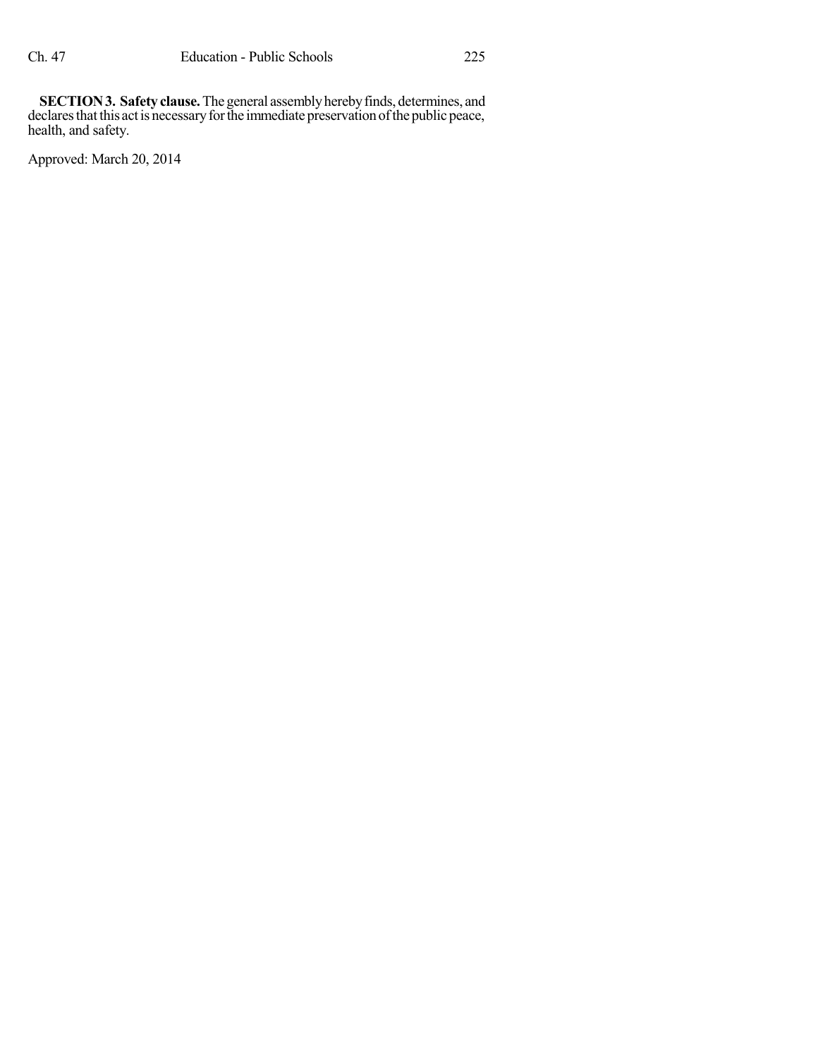**SECTION 3. Safety clause.** The general assembly hereby finds, determines, and declares that this act is necessary for the immediate preservation of the public peace, health, and safety.

Approved: March 20, 2014